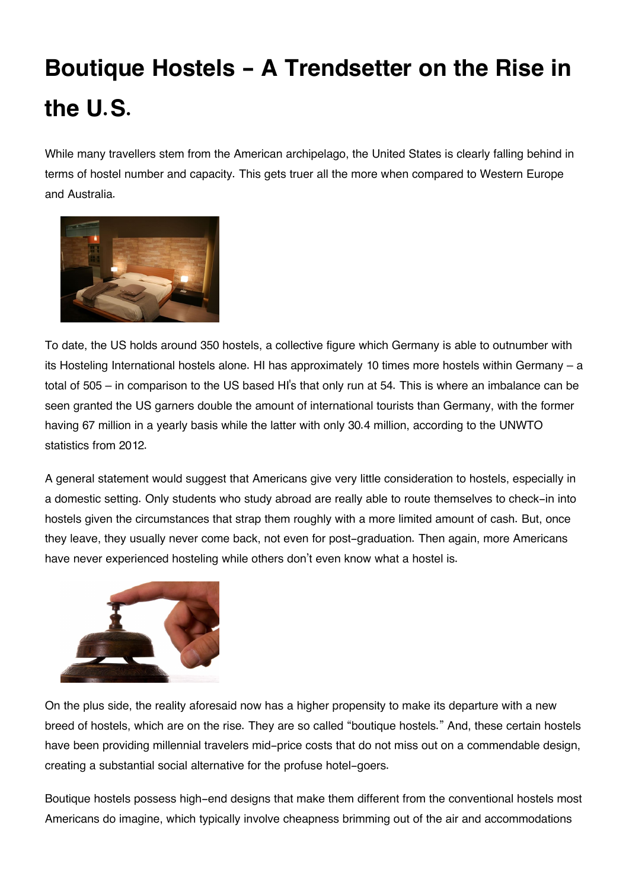# Boutique Hostels – A Trendsetter on the Rise in the U.S.

While many travellers stem from the American archipelago, the United States is clearly falling behind in terms of hostel number and capacity. This gets truer all the more when compared to Western Europe and Australia.

To date, the US holds around 350 hostels, a collective figure which Germany is able to outnumber with its Hosteling International hostels alone. HI has approximately 10 times more hostels within Germany – a total of 505 – in comparison to the US based HI's that only run at 54. This is where an imbalance can be seen granted the US garners double the amount of international tourists than Germany, with the former having 67 million in a yearly basis while the latter with only 30.4 million, according to the UNWTO statistics from 2012.

A general statement would suggest that Americans give very little consideration to hostels, especially in a domestic setting. Only students who study abroad are really able to route themselves to check-in into hostels given the circumstances that strap them roughly with a more limited amount of cash. But, once they leave, they usually never come back, not even for post-graduation. Then again, more Americans have never experienced hosteling while others don't even know what a hostel is.

On the plus side, the reality aforesaid now has a higher propensity to make its departure with a new breed of hostels, which are on the rise. They are so called "boutique hostels." And, these certain hostels have been providing millennial travelers mid-price costs that do not miss out on a commendable design, creating a substantial social alternative for the profuse hotel-goers.

Boutique hostels possess high-end designs that make them different from the conventional hostels most Americans do imagine, which typically involve cheapness brimming out of the air and accommodations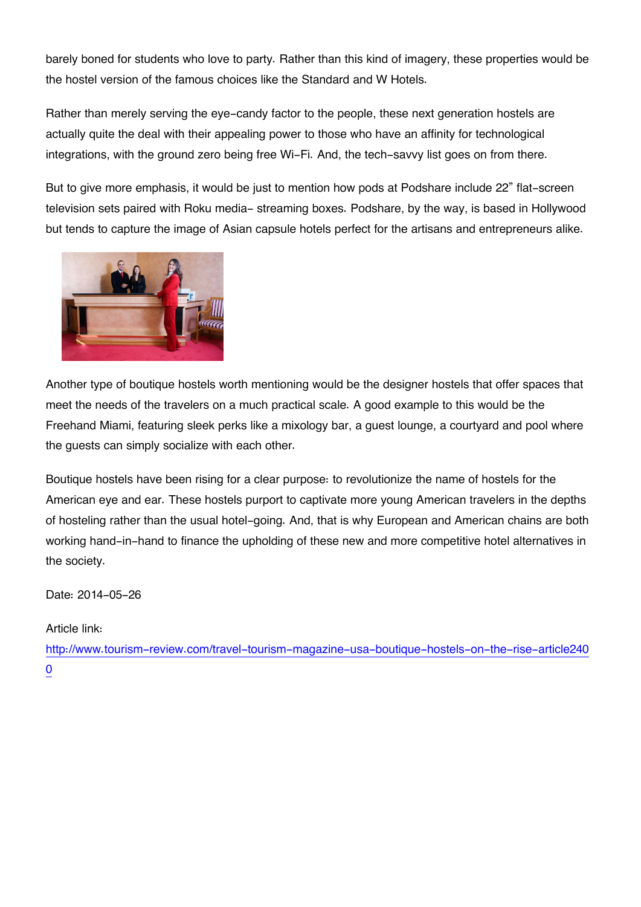barely boned for students who love to party. Rather than this kind of imagery, these properties would be the hostel version of the famous choices like the Standard and W Hotels.

Rather than merely serving the eye-candy factor to the people, these next generation hostels are actually quite the deal with their appealing power to those who have an affinity for technological integrations, with the ground zero being free Wi-Fi. And, the tech-savvy list goes on from there.

But to give more emphasis, it would be just to mention how pods at Podshare include 22" flat-screen television sets paired with Roku media- streaming boxes. Podshare, by the way, is based in Hollywood but tends to capture the image of Asian capsule hotels perfect for the artisans and entrepreneurs alike.

Another type of boutique hostels worth mentioning would be the designer hostels that offer spaces that meet the needs of the travelers on a much practical scale. A good example to this would be the Freehand Miami, featuring sleek perks like a mixology bar, a guest lounge, a courtyard and pool where the guests can simply socialize with each other.

Boutique hostels have been rising for a clear purpose: to revolutionize the name of hostels for the American eye and ear. These hostels purport to captivate more young American travelers in the depths of hosteling rather than the usual hotel-going. And, that is why European and American chains are both working hand-in-hand to finance the upholding of these new and more competitive hotel alternatives in the society.

Date: 2014-05-26

Article link:
[http://www.tourism-review.com/travel-tourism-magazine-usa-boutique-hostels-on-the-rise-article2400](http://www.tourism-review.com/travel-tourism-magazine-usa-boutique-hostels-on-the-rise-article2400)